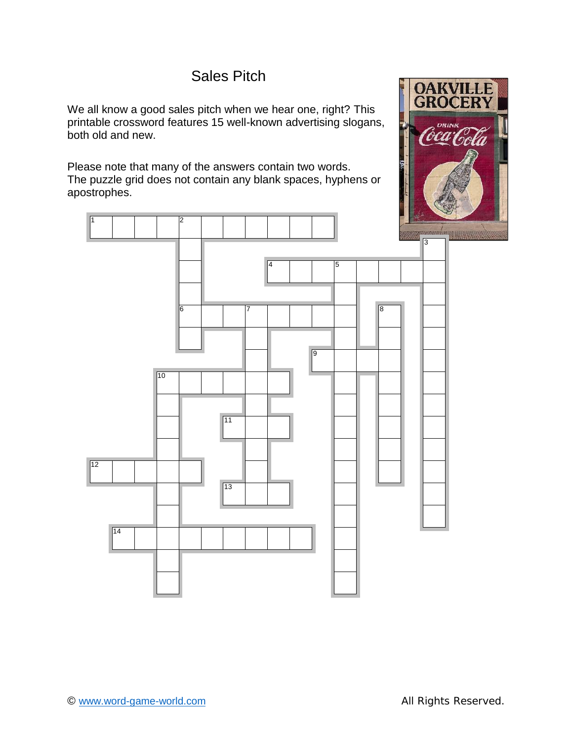# Sales Pitch

We all know a good sales pitch when we hear one, right? This printable crossword features 15 well-known advertising slogans, both old and new.

Please note that many of the answers contain two words. The puzzle grid does not contain any blank spaces, hyphens or apostrophes.

© www.word-game-world.com

All Rights Reserved.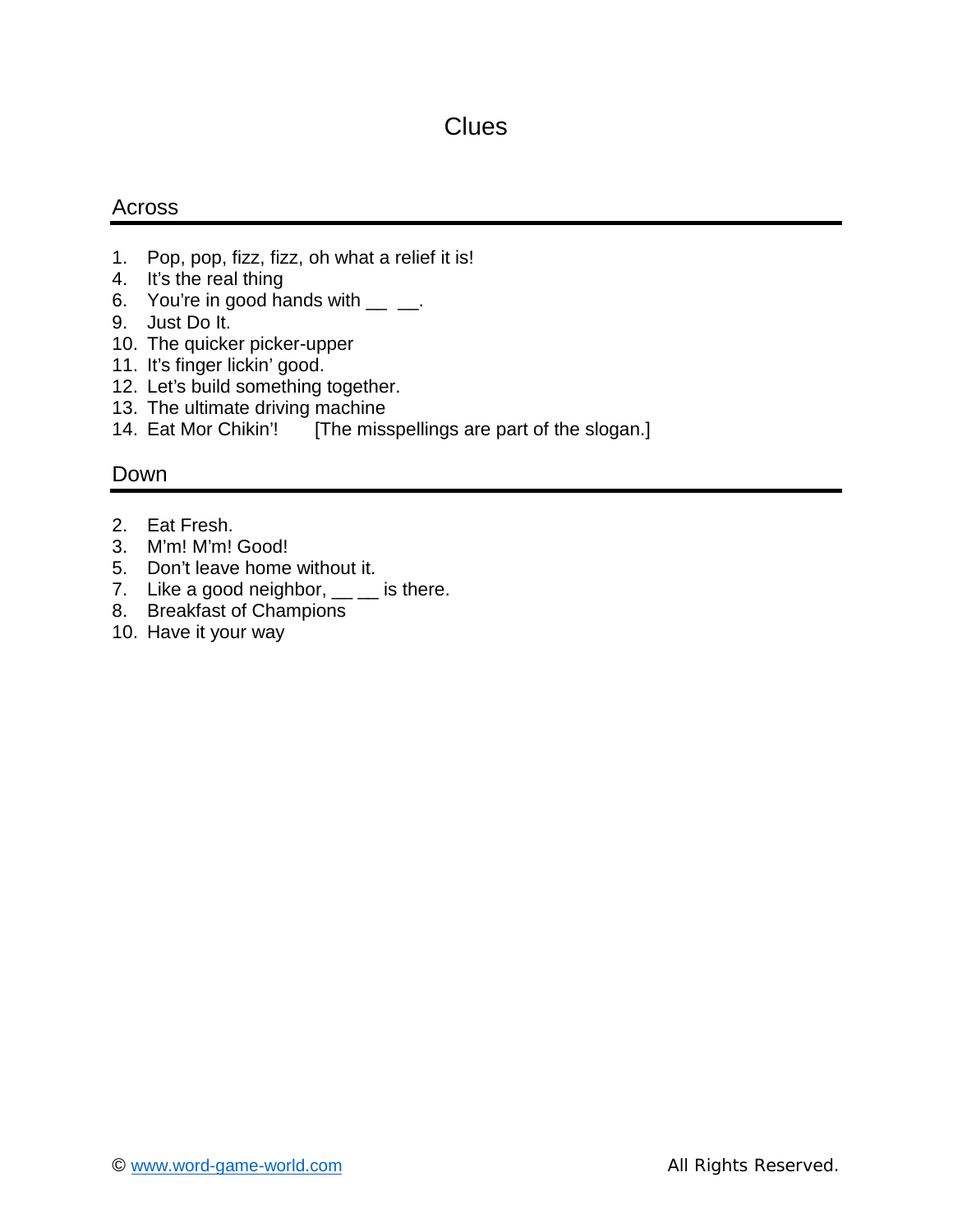# Clues

## Across

1. Pop, pop, fizz, fizz, oh what a relief it is!
4. It's the real thing
6. You're in good hands with __ __.
9. Just Do It.
10. The quicker picker-upper
11. It's finger lickin' good.
12. Let's build something together.
13. The ultimate driving machine
14. Eat Mor Chikin'! [The misspellings are part of the slogan.]

## Down

2. Eat Fresh.
3. M'm! M'm! Good!
5. Don't leave home without it.
7. Like a good neighbor, __ __ is there.
8. Breakfast of Champions
10. Have it your way

© www.word-game-world.com All Rights Reserved.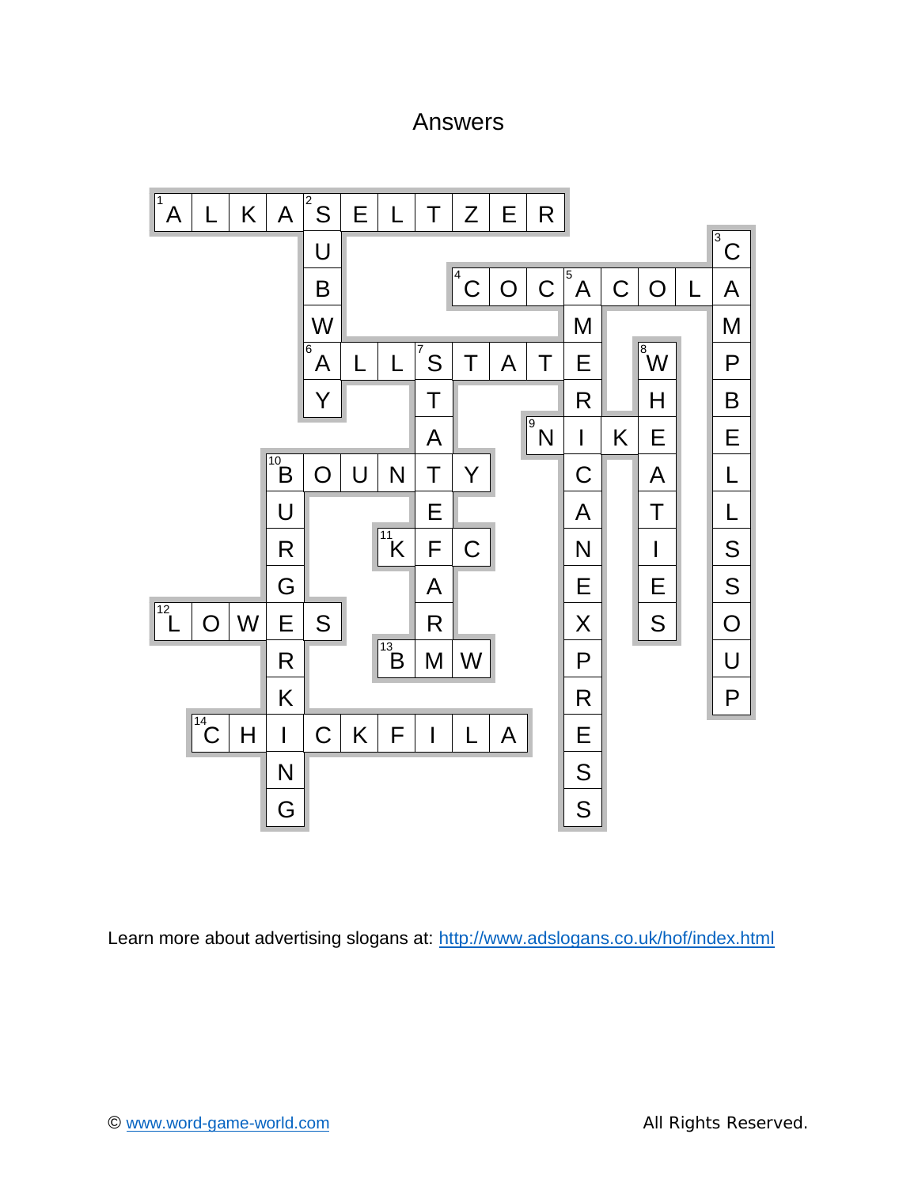# Answers

| | | | | | | | | | | | | | | | |
|---|---|---|---|---|---|---|---|---|---|---|---|---|---|---|---|
| 1 A | L | K | A | 2 S | E | L | T | Z | E | R | | | | | |
| | | | | U | | | | | | | | | | | 3 C |
| | | | | B | | | | 4 C | O | C | 5 A | C | O | L | A |
| | | | | W | | | | | | | M | | | | M |
| | | | | 6 A | L | L | 7 S | T | A | T | E | | 8 W | | P |
| | | | | Y | | | T | | | | R | | H | | B |
| | | | | | | | A | | | 9 N | I | K | E | | E |
| | | | 10 B | O | U | N | T | Y | | | C | | A | | L |
| | | | U | | | | E | | | | A | | T | | L |
| | | | R | | | 11 K | F | C | | | N | | I | | S |
| | | | G | | | | A | | | | E | | E | | S |
| 12 L | O | W | E | S | | | R | | | | X | | S | | O |
| | | | R | | | 13 B | M | W | | | P | | | | U |
| | | | K | | | | | | | | R | | | | P |
| | 14 C | H | I | C | K | F | I | L | A | | E | | | | |
| | | | N | | | | | | | | S | | | | |
| | | | G | | | | | | | | S | | | | |

Learn more about advertising slogans at: http://www.adslogans.co.uk/hof/index.html